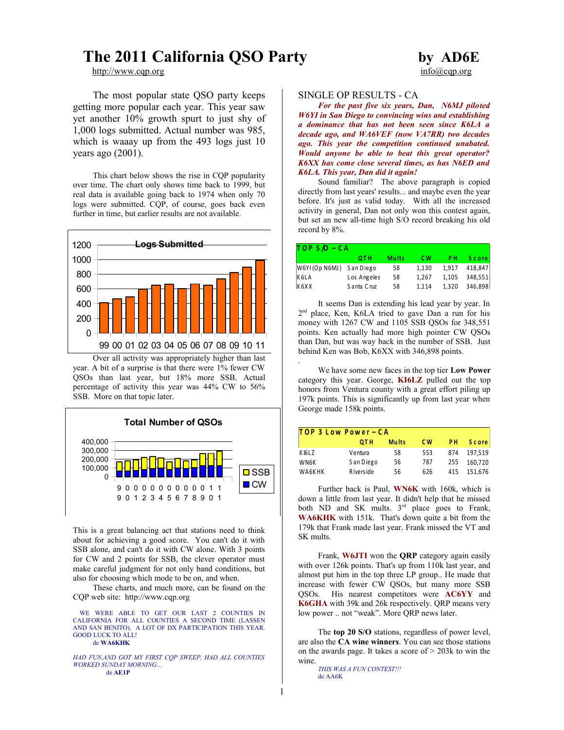# The 2011 California QSO Party by AD6E

http://www.cqp.org info@cqp.org

The most popular state QSO party keeps getting more popular each year. This year saw yet another 10% growth spurt to just shy of 1,000 logs submitted. Actual number was 985, which is waaay up from the 493 logs just 10 years ago (2001).

This chart below shows the rise in CQP popularity over time. The chart only shows time back to 1999, but real data is available going back to 1974 when only 70 logs were submitted. CQP, of course, goes back even further in time, but earlier results are not available.

Over all activity was appropriately higher than last year. A bit of a surprise is that there were 1% fewer CW QSOs than last year, but 18% more SSB. Actual percentage of activity this year was 44% CW to 56% SSB. More on that topic later.

This is a great balancing act that stations need to think about for achieving a good score. You can't do it with SSB alone, and can't do it with CW alone. With 3 points for CW and 2 points for SSB, the clever operator must make careful judgment for not only band conditions, but also for choosing which mode to be on, and when.

These charts, and much more, can be found on the CQP web site: http://www.cqp.org

WE WERE ABLE TO GET OUR LAST 2 COUNTIES IN CALIFORNIA FOR ALL COUNTIES A SECOND TIME (LASSEN AND SAN BENITO). A LOT OF DX PARTICIPATION THIS YEAR. GOOD LUCK TO ALL!
de **WA6KHK**

*HAD FUN,AND GOT MY FIRST CQP SWEEP, HAD ALL COUNTIES WORKED SUNDAY MORNING...*
de **AE1P**

## SINGLE OP RESULTS - CA

***For the past five six years, Dan, N6MJ piloted W6YI in San Diego to convincing wins and establishing a dominance that has not been seen since K6LA a decade ago, and WA6VEF (now VA7RR) two decades ago. This year the competition continued unabated. Would anyone be able to beat this great operator? K6XX has come close several times, as has N6ED and K6LA. This year, Dan did it again!***

Sound familiar? The above paragraph is copied directly from last years' results... and maybe even the year before. It's just as valid today. With all the increased activity in general, Dan not only won this contest again, but set an new all-time high S/O record breaking his old record by 8%.

| TOP S/O – CA | QTH | Mults | CW | PH | Score |
|---|---|---|---|---|---|
| W6YI (Op N6MJ) | San Diego | 58 | 1,130 | 1,917 | 418,847 |
| K6LA | Los Angeles | 58 | 1,267 | 1,105 | 348,551 |
| K6XX | Santa Cruz | 58 | 1,114 | 1,320 | 346,898 |

It seems Dan is extending his lead year by year. In 2nd place, Ken, K6LA tried to gave Dan a run for his money with 1267 CW and 1105 SSB QSOs for 348,551 points. Ken actually had more high pointer CW QSOs than Dan, but was way back in the number of SSB. Just behind Ken was Bob, K6XX with 346,898 points.

.

We have some new faces in the top tier **Low Power** category this year. George, **KI6LZ** pulled out the top honors from Ventura county with a great effort piling up 197k points. This is significantly up from last year when George made 158k points.

| TOP 3 Low Power – CA | QTH | Mults | CW | PH | Score |
|---|---|---|---|---|---|
| KI6LZ | Ventura | 58 | 553 | 874 | 197,519 |
| WN6K | San Diego | 56 | 787 | 255 | 160,720 |
| WA6KHK | Riverside | 56 | 626 | 415 | 151,676 |

Further back is Paul, **WN6K** with 160k, which is down a little from last year. It didn't help that he missed both ND and SK mults. 3rd place goes to Frank, **WA6KHK** with 151k. That's down quite a bit from the 179k that Frank made last year. Frank missed the VT and SK mults.

Frank, **W6JTI** won the **QRP** category again easily with over 126k points. That's up from 110k last year, and almost put him in the top three LP group.. He made that increase with fewer CW QSOs, but many more SSB QSOs. His nearest competitors were **AC6YY** and **K6GHA** with 39k and 26k respectively. QRP means very low power .. not "weak". More QRP news later.

The **top 20 S/O** stations, regardless of power level, are also the **CA wine winners**. You can see those stations on the awards page. It takes a score of > 203k to win the wine.

*THIS WAS A FUN CONTEST!!!*
de AA6K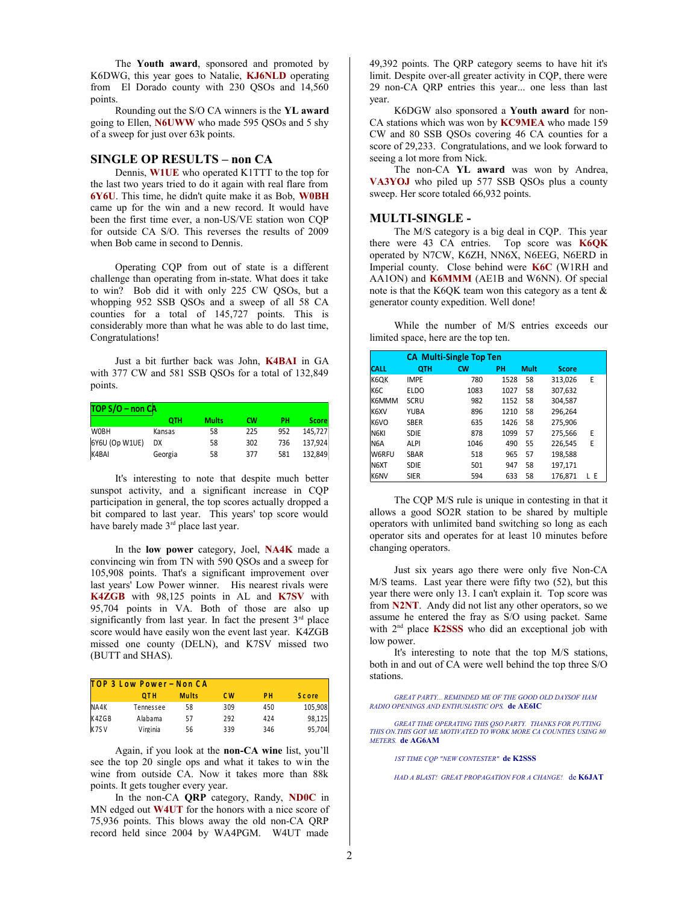The **Youth award**, sponsored and promoted by K6DWG, this year goes to Natalie, **KJ6NLD** operating from El Dorado county with 230 QSOs and 14,560 points.

Rounding out the S/O CA winners is the **YL award** going to Ellen, **N6UWW** who made 595 QSOs and 5 shy of a sweep for just over 63k points.

## SINGLE OP RESULTS – non CA

Dennis, **W1UE** who operated K1TTT to the top for the last two years tried to do it again with real flare from **6Y6U**. This time, he didn't quite make it as Bob, **W0BH** came up for the win and a new record. It would have been the first time ever, a non-US/VE station won CQP for outside CA S/O. This reverses the results of 2009 when Bob came in second to Dennis.

Operating CQP from out of state is a different challenge than operating from in-state. What does it take to win? Bob did it with only 225 CW QSOs, but a whopping 952 SSB QSOs and a sweep of all 58 CA counties for a total of 145,727 points. This is considerably more than what he was able to do last time, Congratulations!

Just a bit further back was John, **K4BAI** in GA with 377 CW and 581 SSB QSOs for a total of 132,849 points.

| TOP S/O – non CA | QTH | Mults | CW | PH | Score |
|---|---|---|---|---|---|
| W0BH | Kansas | 58 | 225 | 952 | 145,727 |
| 6Y6U (Op W1UE) | DX | 58 | 302 | 736 | 137,924 |
| K4BAI | Georgia | 58 | 377 | 581 | 132,849 |

It's interesting to note that despite much better sunspot activity, and a significant increase in CQP participation in general, the top scores actually dropped a bit compared to last year. This years' top score would have barely made 3rd place last year.

In the **low power** category, Joel, **NA4K** made a convincing win from TN with 590 QSOs and a sweep for 105,908 points. That's a significant improvement over last years' Low Power winner. His nearest rivals were **K4ZGB** with 98,125 points in AL and **K7SV** with 95,704 points in VA. Both of those are also up significantly from last year. In fact the present 3rd place score would have easily won the event last year. K4ZGB missed one county (DELN), and K7SV missed two (BUTT and SHAS).

| TOP 3 Low Power – Non CA | QTH | Mults | CW | PH | Score |
|---|---|---|---|---|---|
| NA4K | Tennessee | 58 | 309 | 450 | 105,908 |
| K4ZGB | Alabama | 57 | 292 | 424 | 98,125 |
| K7SV | Virginia | 56 | 339 | 346 | 95,704 |

Again, if you look at the **non-CA wine** list, you'll see the top 20 single ops and what it takes to win the wine from outside CA. Now it takes more than 88k points. It gets tougher every year.

In the non-CA **QRP** category, Randy, **ND0C** in MN edged out **W4UT** for the honors with a nice score of 75,936 points. This blows away the old non-CA QRP record held since 2004 by WA4PGM. W4UT made 49,392 points. The QRP category seems to have hit it's limit. Despite over-all greater activity in CQP, there were 29 non-CA QRP entries this year... one less than last year.

K6DGW also sponsored a **Youth award** for non-CA stations which was won by **KC9MEA** who made 159 CW and 80 SSB QSOs covering 46 CA counties for a score of 29,233. Congratulations, and we look forward to seeing a lot more from Nick.

The non-CA **YL award** was won by Andrea, **VA3YOJ** who piled up 577 SSB QSOs plus a county sweep. Her score totaled 66,932 points.

## MULTI-SINGLE -

The M/S category is a big deal in CQP. This year there were 43 CA entries. Top score was **K6QK** operated by N7CW, K6ZH, NN6X, N6EEG, N6ERD in Imperial county. Close behind were **K6C** (W1RH and AA1ON) and **K6MMM** (AE1B and W6NN). Of special note is that the K6QK team won this category as a tent & generator county expedition. Well done!

While the number of M/S entries exceeds our limited space, here are the top ten.

| CALL | QTH | CW | PH | Mult | Score | |
|---|---|---|---|---|---|---|
| K6QK | IMPE | 780 | 1528 | 58 | 313,026 | E |
| K6C | ELDO | 1083 | 1027 | 58 | 307,632 | |
| K6MMM | SCRU | 982 | 1152 | 58 | 304,587 | |
| K6XV | YUBA | 896 | 1210 | 58 | 296,264 | |
| K6VO | SBER | 635 | 1426 | 58 | 275,906 | |
| N6KI | SDIE | 878 | 1099 | 57 | 275,566 | E |
| N6A | ALPI | 1046 | 490 | 55 | 226,545 | E |
| W6RFU | SBAR | 518 | 965 | 57 | 198,588 | |
| N6XT | SDIE | 501 | 947 | 58 | 197,171 | |
| K6NV | SIER | 594 | 633 | 58 | 176,871 | L E |

CA Multi-Single Top Ten

The CQP M/S rule is unique in contesting in that it allows a good SO2R station to be shared by multiple operators with unlimited band switching so long as each operator sits and operates for at least 10 minutes before changing operators.

Just six years ago there were only five Non-CA M/S teams. Last year there were fifty two (52), but this year there were only 13. I can't explain it. Top score was from **N2NT**. Andy did not list any other operators, so we assume he entered the fray as S/O using packet. Same with 2nd place **K2SSS** who did an exceptional job with low power.

It's interesting to note that the top M/S stations, both in and out of CA were well behind the top three S/O stations.

*GREAT PARTY... REMINDED ME OF THE GOOD OLD DAYSOF HAM RADIO OPENINGS AND ENTHUSIASTIC OPS.* **de AE6IC**

*GREAT TIME OPERATING THIS QSO PARTY. THANKS FOR PUTTING THIS ON.THIS GOT ME MOTIVATED TO WORK MORE CA COUNTIES USING 80 METERS.* **de AG6AM**

*1ST TIME CQP "NEW CONTESTER"* **de K2SSS**

*HAD A BLAST! GREAT PROPAGATION FOR A CHANGE!* **de K6JAT**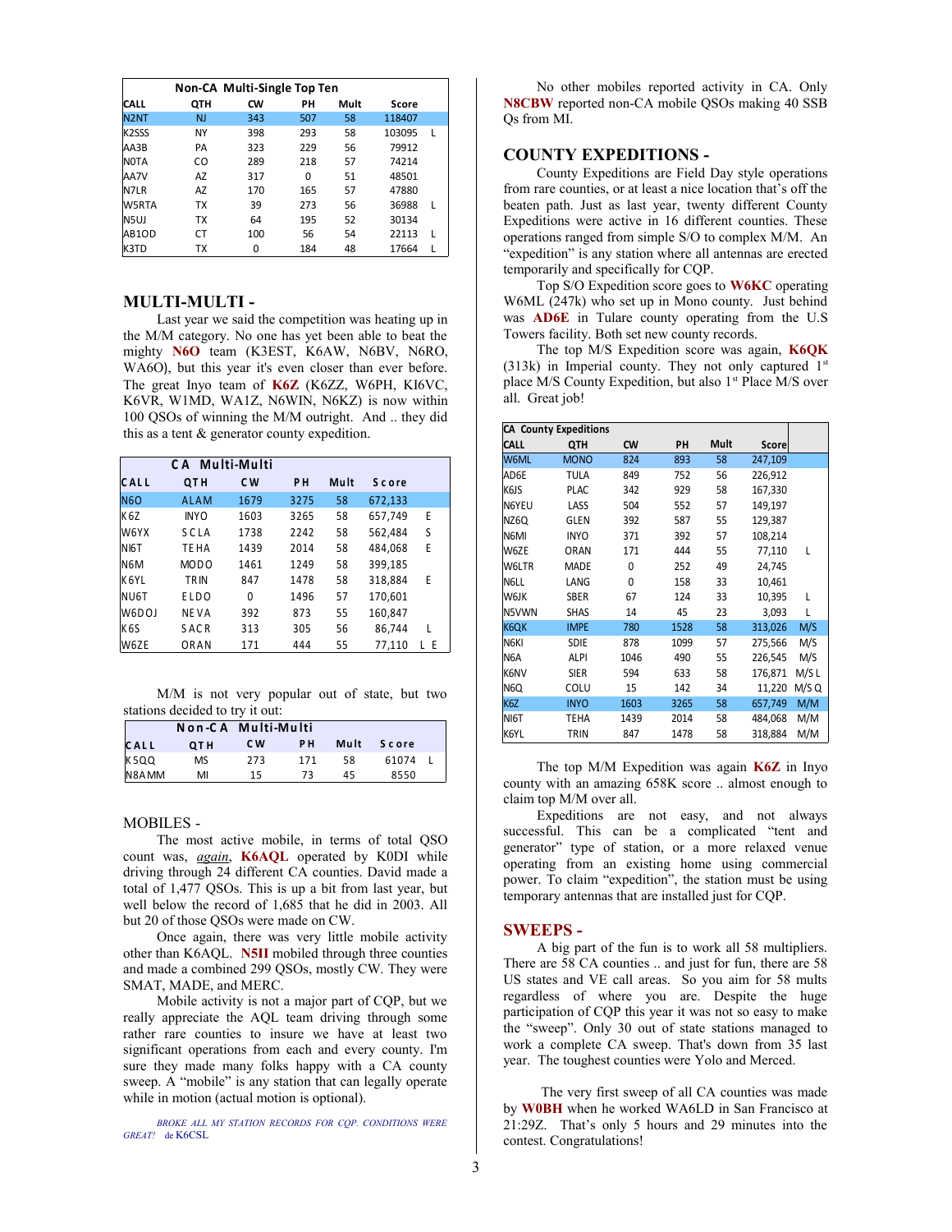| Non-CA Multi-Single Top Ten | | | | | | |
|---|---|---|---|---|---|---|
| CALL | QTH | CW | PH | Mult | Score | |
| N2NT | NJ | 343 | 507 | 58 | 118407 | |
| K2SSS | NY | 398 | 293 | 58 | 103095 | L |
| AA3B | PA | 323 | 229 | 56 | 79912 | |
| N0TA | CO | 289 | 218 | 57 | 74214 | |
| AA7V | AZ | 317 | 0 | 51 | 48501 | |
| N7LR | AZ | 170 | 165 | 57 | 47880 | |
| W5RTA | TX | 39 | 273 | 56 | 36988 | L |
| N5UJ | TX | 64 | 195 | 52 | 30134 | |
| AB1OD | CT | 100 | 56 | 54 | 22113 | L |
| K3TD | TX | 0 | 184 | 48 | 17664 | L |

## MULTI-MULTI -

Last year we said the competition was heating up in the M/M category. No one has yet been able to beat the mighty **N6O** team (K3EST, K6AW, N6BV, N6RO, WA6O), but this year it's even closer than ever before. The great Inyo team of **K6Z** (K6ZZ, W6PH, KI6VC, K6VR, W1MD, WA1Z, N6WIN, N6KZ) is now within 100 QSOs of winning the M/M outright. And .. they did this as a tent & generator county expedition.

| CA Multi-Multi | | | | | | |
|---|---|---|---|---|---|---|
| CALL | QTH | CW | PH | Mult | Score | |
| N6O | ALAM | 1679 | 3275 | 58 | 672,133 | |
| K6Z | INYO | 1603 | 3265 | 58 | 657,749 | E |
| W6YX | SCLA | 1738 | 2242 | 58 | 562,484 | S |
| NI6T | TEHA | 1439 | 2014 | 58 | 484,068 | E |
| N6M | MODO | 1461 | 1249 | 58 | 399,185 | |
| K6YL | TRIN | 847 | 1478 | 58 | 318,884 | E |
| NU6T | ELDO | 0 | 1496 | 57 | 170,601 | |
| W6DOJ | NEVA | 392 | 873 | 55 | 160,847 | |
| K6S | SACR | 313 | 305 | 56 | 86,744 | L |
| W6ZE | ORAN | 171 | 444 | 55 | 77,110 | L E |

M/M is not very popular out of state, but two stations decided to try it out:

| Non-CA Multi-Multi | | | | | | |
|---|---|---|---|---|---|---|
| CALL | QTH | CW | PH | Mult | Score | |
| K5QQ | MS | 273 | 171 | 58 | 61074 | L |
| N8AMM | MI | 15 | 73 | 45 | 8550 | |

## MOBILES -

The most active mobile, in terms of total QSO count was, *again*, **K6AQL** operated by K0DI while driving through 24 different CA counties. David made a total of 1,477 QSOs. This is up a bit from last year, but well below the record of 1,685 that he did in 2003. All but 20 of those QSOs were made on CW.

Once again, there was very little mobile activity other than K6AQL. **N5II** mobiled through three counties and made a combined 299 QSOs, mostly CW. They were SMAT, MADE, and MERC.

Mobile activity is not a major part of CQP, but we really appreciate the AQL team driving through some rather rare counties to insure we have at least two significant operations from each and every county. I'm sure they made many folks happy with a CA county sweep. A "mobile" is any station that can legally operate while in motion (actual motion is optional).

*BROKE ALL MY STATION RECORDS FOR CQP. CONDITIONS WERE GREAT!* de K6CSL

No other mobiles reported activity in CA. Only **N8CBW** reported non-CA mobile QSOs making 40 SSB Qs from MI.

## COUNTY EXPEDITIONS -

County Expeditions are Field Day style operations from rare counties, or at least a nice location that's off the beaten path. Just as last year, twenty different County Expeditions were active in 16 different counties. These operations ranged from simple S/O to complex M/M. An "expedition" is any station where all antennas are erected temporarily and specifically for CQP.

Top S/O Expedition score goes to **W6KC** operating W6ML (247k) who set up in Mono county. Just behind was **AD6E** in Tulare county operating from the U.S Towers facility. Both set new county records.

The top M/S Expedition score was again, **K6QK** (313k) in Imperial county. They not only captured 1st place M/S County Expedition, but also 1st Place M/S over all. Great job!

| CA County Expeditions | | | | | | |
|---|---|---|---|---|---|---|
| CALL | QTH | CW | PH | Mult | Score | |
| W6ML | MONO | 824 | 893 | 58 | 247,109 | |
| AD6E | TULA | 849 | 752 | 56 | 226,912 | |
| K6JS | PLAC | 342 | 929 | 58 | 167,330 | |
| N6YEU | LASS | 504 | 552 | 57 | 149,197 | |
| NZ6Q | GLEN | 392 | 587 | 55 | 129,387 | |
| N6MI | INYO | 371 | 392 | 57 | 108,214 | |
| W6ZE | ORAN | 171 | 444 | 55 | 77,110 | L |
| W6LTR | MADE | 0 | 252 | 49 | 24,745 | |
| N6LL | LANG | 0 | 158 | 33 | 10,461 | |
| W6JK | SBER | 67 | 124 | 33 | 10,395 | L |
| N5VWN | SHAS | 14 | 45 | 23 | 3,093 | L |
| K6QK | IMPE | 780 | 1528 | 58 | 313,026 | M/S |
| N6KI | SDIE | 878 | 1099 | 57 | 275,566 | M/S |
| N6A | ALPI | 1046 | 490 | 55 | 226,545 | M/S |
| K6NV | SIER | 594 | 633 | 58 | 176,871 | M/S L |
| N6Q | COLU | 15 | 142 | 34 | 11,220 | M/S Q |
| K6Z | INYO | 1603 | 3265 | 58 | 657,749 | M/M |
| NI6T | TEHA | 1439 | 2014 | 58 | 484,068 | M/M |
| K6YL | TRIN | 847 | 1478 | 58 | 318,884 | M/M |

The top M/M Expedition was again **K6Z** in Inyo county with an amazing 658K score .. almost enough to claim top M/M over all.

Expeditions are not easy, and not always successful. This can be a complicated "tent and generator" type of station, or a more relaxed venue operating from an existing home using commercial power. To claim "expedition", the station must be using temporary antennas that are installed just for CQP.

## SWEEPS -

A big part of the fun is to work all 58 multipliers. There are 58 CA counties .. and just for fun, there are 58 US states and VE call areas. So you aim for 58 mults regardless of where you are. Despite the huge participation of CQP this year it was not so easy to make the "sweep". Only 30 out of state stations managed to work a complete CA sweep. That's down from 35 last year. The toughest counties were Yolo and Merced.

The very first sweep of all CA counties was made by **W0BH** when he worked WA6LD in San Francisco at 21:29Z. That's only 5 hours and 29 minutes into the contest. Congratulations!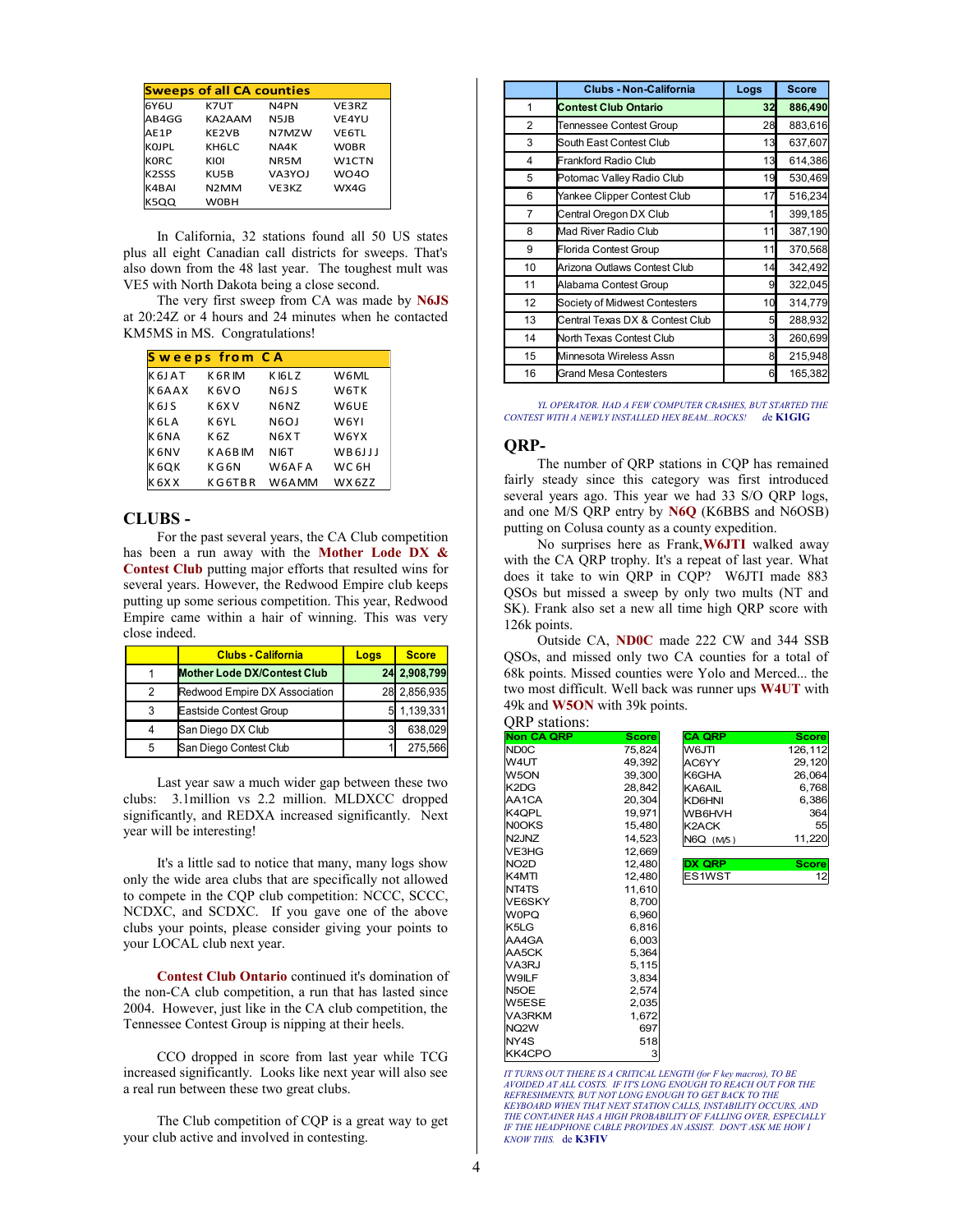| Sweeps of all CA counties | | | |
|---|---|---|---|
| 6Y6U | K7UT | N4PN | VE3RZ |
| AB4GG | KA2AAM | N5JB | VE4YU |
| AE1P | KE2VB | N7MZW | VE6TL |
| K0JPL | KH6LC | NA4K | W0BR |
| K0RC | KI0I | NR5M | W1CTN |
| K2SSS | KU5B | VA3YOJ | WO4O |
| K4BAI | N2MM | VE3KZ | WX4G |
| K5QQ | W0BH | | |

In California, 32 stations found all 50 US states plus all eight Canadian call districts for sweeps. That's also down from the 48 last year. The toughest mult was VE5 with North Dakota being a close second.

The very first sweep from CA was made by **N6JS** at 20:24Z or 4 hours and 24 minutes when he contacted KM5MS in MS. Congratulations!

| Sweeps from CA | | | |
|---|---|---|---|
| K6JAT | K6RIM | KI6LZ | W6ML |
| K6AAX | K6VO | N6JS | W6TK |
| K6JS | K6XV | N6NZ | W6UE |
| K6LA | K6YL | N6OJ | W6YI |
| K6NA | K6Z | N6XT | W6YX |
| K6NV | KA6BIM | NI6T | WB6JJJ |
| K6QK | KG6N | W6AFA | WC6H |
| K6XX | KG6TBR | W6AMM | WX6ZZ |

## CLUBS -

For the past several years, the CA Club competition has been a run away with the **Mother Lode DX & Contest Club** putting major efforts that resulted wins for several years. However, the Redwood Empire club keeps putting up some serious competition. This year, Redwood Empire came within a hair of winning. This was very close indeed.

| | Clubs - California | Logs | Score |
|---|---|---|---|
| 1 | **Mother Lode DX/Contest Club** | **24** | **2,908,799** |
| 2 | Redwood Empire DX Association | 28 | 2,856,935 |
| 3 | Eastside Contest Group | 5 | 1,139,331 |
| 4 | San Diego DX Club | 3 | 638,029 |
| 5 | San Diego Contest Club | 1 | 275,566 |

Last year saw a much wider gap between these two clubs: 3.1million vs 2.2 million. MLDXCC dropped significantly, and REDXA increased significantly. Next year will be interesting!

It's a little sad to notice that many, many logs show only the wide area clubs that are specifically not allowed to compete in the CQP club competition: NCCC, SCCC, NCDXC, and SCDXC. If you gave one of the above clubs your points, please consider giving your points to your LOCAL club next year.

**Contest Club Ontario** continued it's domination of the non-CA club competition, a run that has lasted since 2004. However, just like in the CA club competition, the Tennessee Contest Group is nipping at their heels.

CCO dropped in score from last year while TCG increased significantly. Looks like next year will also see a real run between these two great clubs.

The Club competition of CQP is a great way to get your club active and involved in contesting.

| | Clubs - Non-California | Logs | Score |
|---|---|---|---|
| 1 | **Contest Club Ontario** | **32** | **886,490** |
| 2 | Tennessee Contest Group | 28 | 883,616 |
| 3 | South East Contest Club | 13 | 637,607 |
| 4 | Frankford Radio Club | 13 | 614,386 |
| 5 | Potomac Valley Radio Club | 19 | 530,469 |
| 6 | Yankee Clipper Contest Club | 17 | 516,234 |
| 7 | Central Oregon DX Club | 1 | 399,185 |
| 8 | Mad River Radio Club | 11 | 387,190 |
| 9 | Florida Contest Group | 11 | 370,568 |
| 10 | Arizona Outlaws Contest Club | 14 | 342,492 |
| 11 | Alabama Contest Group | 9 | 322,045 |
| 12 | Society of Midwest Contesters | 10 | 314,779 |
| 13 | Central Texas DX & Contest Club | 5 | 288,932 |
| 14 | North Texas Contest Club | 3 | 260,699 |
| 15 | Minnesota Wireless Assn | 8 | 215,948 |
| 16 | Grand Mesa Contesters | 6 | 165,382 |

*YL OPERATOR. HAD A FEW COMPUTER CRASHES, BUT STARTED THE CONTEST WITH A NEWLY INSTALLED HEX BEAM...ROCKS!* de **K1GIG**

## QRP-

The number of QRP stations in CQP has remained fairly steady since this category was first introduced several years ago. This year we had 33 S/O QRP logs, and one M/S QRP entry by **N6Q** (K6BBS and N6OSB) putting on Colusa county as a county expedition.

No surprises here as Frank, **W6JTI** walked away with the CA QRP trophy. It's a repeat of last year. What does it take to win QRP in CQP? W6JTI made 883 QSOs but missed a sweep by only two mults (NT and SK). Frank also set a new all time high QRP score with 126k points.

Outside CA, **ND0C** made 222 CW and 344 SSB QSOs, and missed only two CA counties for a total of 68k points. Missed counties were Yolo and Merced... the two most difficult. Well back was runner ups **W4UT** with 49k and **W5ON** with 39k points.

QRP stations:

| Non CA QRP | Score |
|---|---|
| ND0C | 75,824 |
| W4UT | 49,392 |
| W5ON | 39,300 |
| K2DG | 28,842 |
| AA1CA | 20,304 |
| K4QPL | 19,971 |
| N0OKS | 15,480 |
| N2JNZ | 14,523 |
| VE3HG | 12,669 |
| NO2D | 12,480 |
| K4MTI | 12,480 |
| NT4TS | 11,610 |
| VE6SKY | 8,700 |
| W0PQ | 6,960 |
| K5LG | 6,816 |
| AA4GA | 6,003 |
| AA5CK | 5,364 |
| VA3RJ | 5,115 |
| W9ILF | 3,834 |
| N5OE | 2,574 |
| W5ESE | 2,035 |
| VA3RKM | 1,672 |
| NQ2W | 697 |
| NY4S | 518 |
| KK4CPO | 3 |

| CA QRP | Score |
|---|---|
| W6JTI | 126,112 |
| AC6YY | 29,120 |
| K6GHA | 26,064 |
| KA6AIL | 6,768 |
| KD6HNI | 6,386 |
| WB6HVH | 364 |
| K2ACK | 55 |
| N6Q (M/S) | 11,220 |

| DX QRP | Score |
|---|---|
| ES1WST | 12 |

*IT TURNS OUT THERE IS A CRITICAL LENGTH (for F key macros), TO BE AVOIDED AT ALL COSTS. IF IT'S LONG ENOUGH TO REACH OUT FOR THE REFRESHMENTS, BUT NOT LONG ENOUGH TO GET BACK TO THE KEYBOARD WHEN THAT NEXT STATION CALLS, INSTABILITY OCCURS, AND THE CONTAINER HAS A HIGH PROBABILITY OF FALLING OVER, ESPECIALLY IF THE HEADPHONE CABLE PROVIDES AN ASSIST. DON'T ASK ME HOW I KNOW THIS.* de **K3FIV**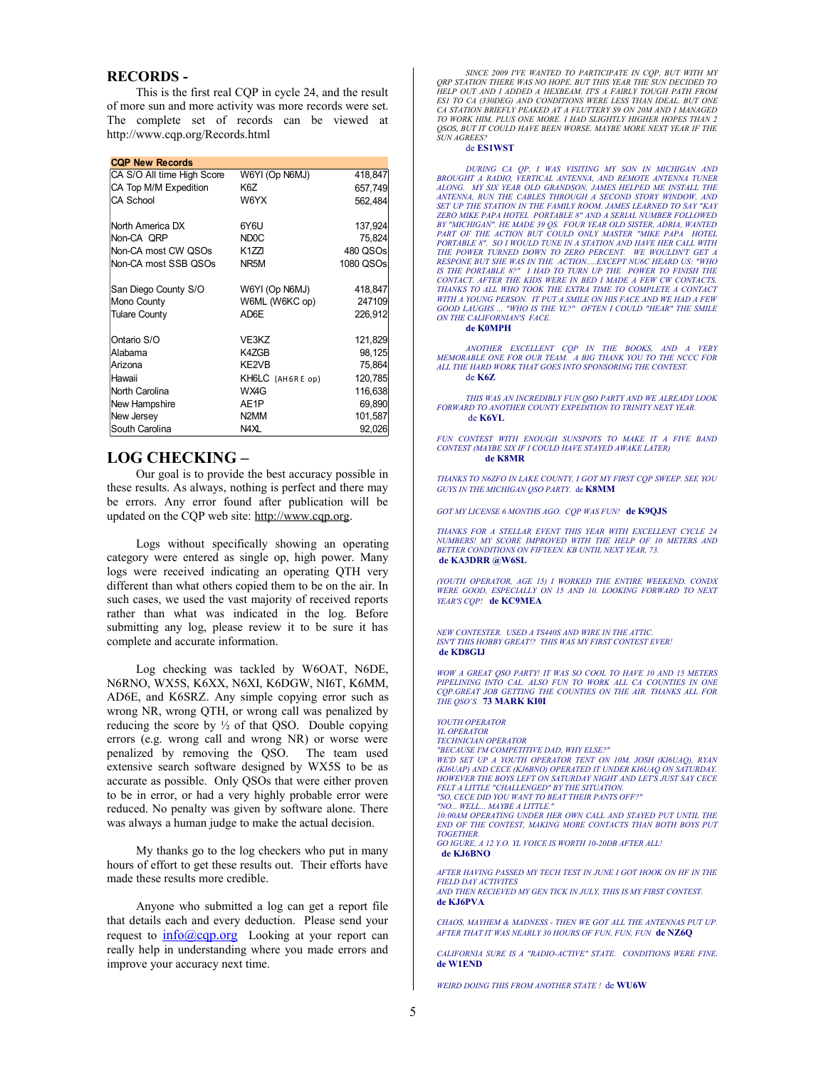## RECORDS -

This is the first real CQP in cycle 24, and the result of more sun and more activity was more records were set. The complete set of records can be viewed at http://www.cqp.org/Records.html

| CQP New Records | | |
|---|---|---|
| CA S/O All time High Score | W6YI (Op N6MJ) | 418,847 |
| CA Top M/M Expedition | K6Z | 657,749 |
| CA School | W6YX | 562,484 |
| | | |
| North America DX | 6Y6U | 137,924 |
| Non-CA QRP | ND0C | 75,824 |
| Non-CA most CW QSOs | K1ZZI | 480 QSOs |
| Non-CA most SSB QSOs | NR5M | 1080 QSOs |
| | | |
| San Diego County S/O | W6YI (Op N6MJ) | 418,847 |
| Mono County | W6ML (W6KC op) | 247109 |
| Tulare County | AD6E | 226,912 |
| | | |
| Ontario S/O | VE3KZ | 121,829 |
| Alabama | K4ZGB | 98,125 |
| Arizona | KE2VB | 75,864 |
| Hawaii | KH6LC (AH6RE op) | 120,785 |
| North Carolina | WX4G | 116,638 |
| New Hampshire | AE1P | 69,890 |
| New Jersey | N2MM | 101,587 |
| South Carolina | N4XL | 92,026 |

## LOG CHECKING –

Our goal is to provide the best accuracy possible in these results. As always, nothing is perfect and there may be errors. Any error found after publication will be updated on the CQP web site: http://www.cqp.org.

Logs without specifically showing an operating category were entered as single op, high power. Many logs were received indicating an operating QTH very different than what others copied them to be on the air. In such cases, we used the vast majority of received reports rather than what was indicated in the log. Before submitting any log, please review it to be sure it has complete and accurate information.

Log checking was tackled by W6OAT, N6DE, N6RNO, WX5S, K6XX, N6XI, K6DGW, NI6T, K6MM, AD6E, and K6SRZ. Any simple copying error such as wrong NR, wrong QTH, or wrong call was penalized by reducing the score by ½ of that QSO. Double copying errors (e.g. wrong call and wrong NR) or worse were penalized by removing the QSO. The team used extensive search software designed by WX5S to be as accurate as possible. Only QSOs that were either proven to be in error, or had a very highly probable error were reduced. No penalty was given by software alone. There was always a human judge to make the actual decision.

My thanks go to the log checkers who put in many hours of effort to get these results out. Their efforts have made these results more credible.

Anyone who submitted a log can get a report file that details each and every deduction. Please send your request to info@cqp.org Looking at your report can really help in understanding where you made errors and improve your accuracy next time.

*SINCE 2009 I'VE WANTED TO PARTICIPATE IN CQP, BUT WITH MY QRP STATION THERE WAS NO HOPE. BUT THIS YEAR THE SUN DECIDED TO HELP OUT AND I ADDED A HEXBEAM. IT'S A FAIRLY TOUGH PATH FROM ES1 TO CA (330DEG) AND CONDITIONS WERE LESS THAN IDEAL. BUT ONE CA STATION BRIEFLY PEAKED AT A FLUTTERY S9 ON 20M AND I MANAGED TO WORK HIM, PLUS ONE MORE. I HAD SLIGHTLY HIGHER HOPES THAN 2 QSOS, BUT IT COULD HAVE BEEN WORSE. MAYBE MORE NEXT YEAR IF THE SUN AGREES?*
de **ES1WST**

*DURING CA QP, I WAS VISITING MY SON IN MICHIGAN AND BROUGHT A RADIO, VERTICAL ANTENNA, AND REMOTE ANTENNA TUNER ALONG. MY SIX YEAR OLD GRANDSON, JAMES HELPED ME INSTALL THE ANTENNA, RUN THE CABLES THROUGH A SECOND STORY WINDOW, AND SET UP THE STATION IN THE FAMILY ROOM. JAMES LEARNED TO SAY "KAY ZERO MIKE PAPA HOTEL PORTABLE 8" AND A SERIAL NUMBER FOLLOWED BY "MICHIGAN". HE MADE 39 QS. FOUR YEAR OLD SISTER, ADRIA, WANTED PART OF THE ACTION BUT COULD ONLY MASTER "MIKE PAPA HOTEL PORTABLE 8". SO I WOULD TUNE IN A STATION AND HAVE HER CALL WITH THE POWER TURNED DOWN TO ZERO PERCENT. WE WOULDN'T GET A RESPONE BUT SHE WAS IN THE ACTION.....EXCEPT NU6C HEARD US: "WHO IS THE PORTABLE 8?" I HAD TO TURN UP THE POWER TO FINISH THE CONTACT. AFTER THE KIDS WERE IN BED I MADE A FEW CW CONTACTS. THANKS TO ALL WHO TOOK THE EXTRA TIME TO COMPLETE A CONTACT WITH A YOUNG PERSON. IT PUT A SMILE ON HIS FACE AND WE HAD A FEW GOOD LAUGHS ... "WHO IS THE YL?" OFTEN I COULD "HEAR" THE SMILE ON THE CALIFORNIAN'S FACE.*
**de K0MPH**

*ANOTHER EXCELLENT CQP IN THE BOOKS, AND A VERY MEMORABLE ONE FOR OUR TEAM. A BIG THANK YOU TO THE NCCC FOR ALL THE HARD WORK THAT GOES INTO SPONSORING THE CONTEST.*
de **K6Z**

*THIS WAS AN INCREDIBLY FUN QSO PARTY AND WE ALREADY LOOK FORWARD TO ANOTHER COUNTY EXPEDITION TO TRINITY NEXT YEAR.*
de **K6YL**

*FUN CONTEST WITH ENOUGH SUNSPOTS TO MAKE IT A FIVE BAND CONTEST (MAYBE SIX IF I COULD HAVE STAYED AWAKE LATER)*
**de K8MR**

*THANKS TO N6ZFO IN LAKE COUNTY, I GOT MY FIRST CQP SWEEP. SEE YOU GUYS IN THE MICHIGAN QSO PARTY.* de **K8MM**

*GOT MY LICENSE 6 MONTHS AGO. CQP WAS FUN!* **de K9QJS**

*THANKS FOR A STELLAR EVENT THIS YEAR WITH EXCELLENT CYCLE 24 NUMBERS! MY SCORE IMPROVED WITH THE HELP OF 10 METERS AND BETTER CONDITIONS ON FIFTEEN. KB UNTIL NEXT YEAR, 73.*
**de KA3DRR @W6SL**

*(YOUTH OPERATOR, AGE 15) I WORKED THE ENTIRE WEEKEND. CONDX WERE GOOD, ESPECIALLY ON 15 AND 10. LOOKING FORWARD TO NEXT YEAR'S CQP!* **de KC9MEA**

*NEW CONTESTER. USED A TS440S AND WIRE IN THE ATTIC. ISN'T THIS HOBBY GREAT!? THIS WAS MY FIRST CONTEST EVER!*
**de KD8GIJ**

*WOW A GREAT QSO PARTY! IT WAS SO COOL TO HAVE 10 AND 15 METERS PIPELINING INTO CAL. ALSO FUN TO WORK ALL CA COUNTIES IN ONE CQP.GREAT JOB GETTING THE COUNTIES ON THE AIR. THANKS ALL FOR THE QSO'S.* **73 MARK KI0I**

*YOUTH OPERATOR*
*YL OPERATOR*
*TECHNICIAN OPERATOR*
*"BECAUSE I'M COMPETITIVE DAD, WHY ELSE?"*
*WE'D SET UP A YOUTH OPERATOR TENT ON 10M. JOSH (KI6UAQ), RYAN (KI6UAP) AND CECE (KJ6BNO) OPERATED IT UNDER KI6UAQ ON SATURDAY. HOWEVER THE BOYS LEFT ON SATURDAY NIGHT AND LET'S JUST SAY CECE FELT A LITTLE "CHALLENGED" BY THE SITUATION.*
*"SO, CECE DID YOU WANT TO BEAT THEIR PANTS OFF?"*
*"NO... WELL... MAYBE A LITTLE."*
*10:00AM OPERATING UNDER HER OWN CALL AND STAYED PUT UNTIL THE END OF THE CONTEST, MAKING MORE CONTACTS THAN BOTH BOYS PUT TOGETHER.*
*GO IGURE, A 12 Y.O. YL VOICE IS WORTH 10-20DB AFTER ALL!*
**de KJ6BNO**

*AFTER HAVING PASSED MY TECH TEST IN JUNE I GOT HOOK ON HF IN THE FIELD DAY ACTIVITES*
*AND THEN RECIEVED MY GEN TICK IN JULY, THIS IS MY FIRST CONTEST.*
**de KJ6PVA**

*CHAOS, MAYHEM & MADNESS - THEN WE GOT ALL THE ANTENNAS PUT UP. AFTER THAT IT WAS NEARLY 30 HOURS OF FUN, FUN, FUN* **de NZ6Q**

*CALIFORNIA SURE IS A "RADIO-ACTIVE" STATE. CONDITIONS WERE FINE.*
**de W1END**

*WEIRD DOING THIS FROM ANOTHER STATE !* de **WU6W**